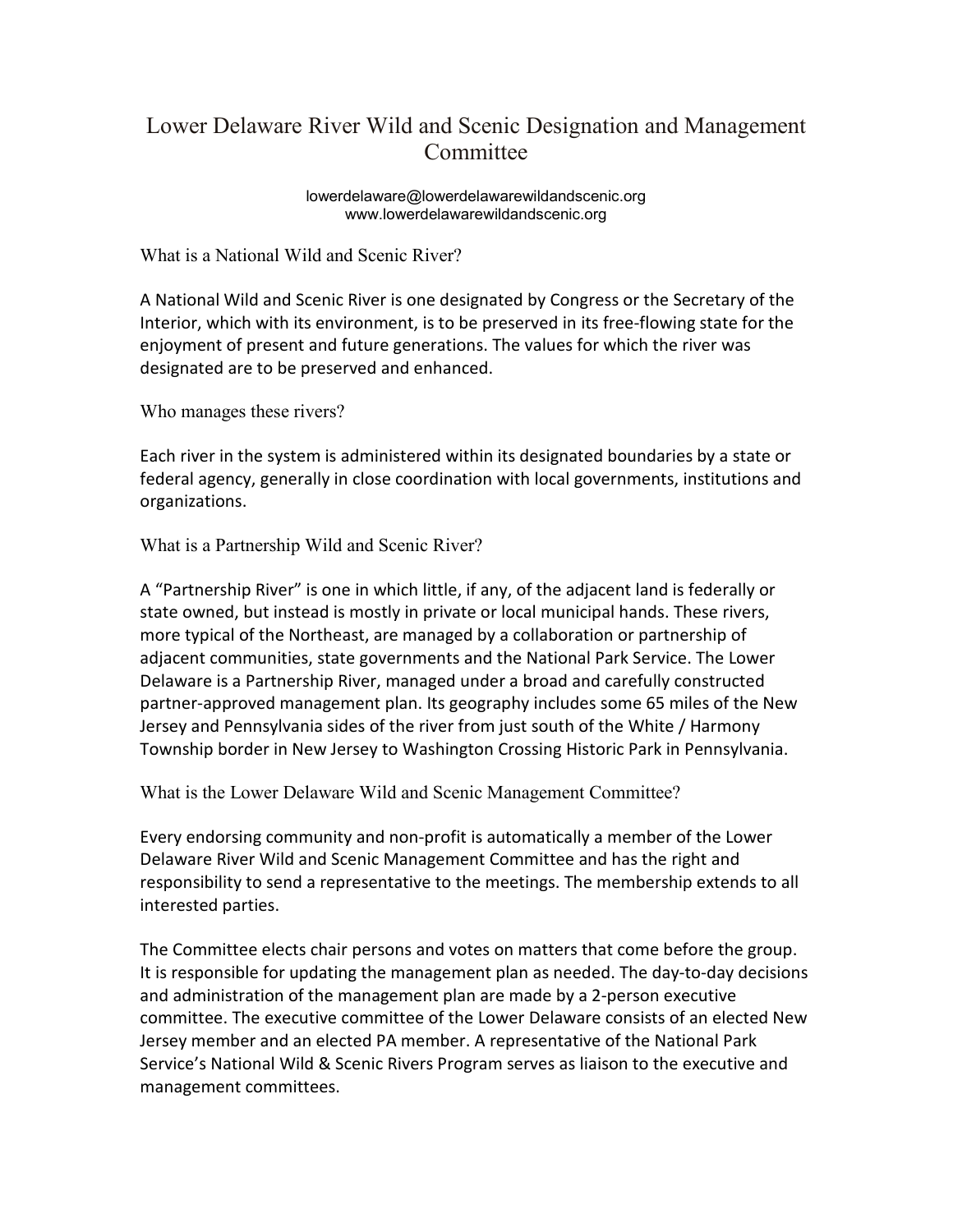# Lower Delaware River Wild and Scenic Designation and Management Committee

lowerdelaware@lowerdelawarewildandscenic.org
www.lowerdelawarewildandscenic.org

## What is a National Wild and Scenic River?

A National Wild and Scenic River is one designated by Congress or the Secretary of the Interior, which with its environment, is to be preserved in its free-flowing state for the enjoyment of present and future generations. The values for which the river was designated are to be preserved and enhanced.

## Who manages these rivers?

Each river in the system is administered within its designated boundaries by a state or federal agency, generally in close coordination with local governments, institutions and organizations.

## What is a Partnership Wild and Scenic River?

A "Partnership River" is one in which little, if any, of the adjacent land is federally or state owned, but instead is mostly in private or local municipal hands. These rivers, more typical of the Northeast, are managed by a collaboration or partnership of adjacent communities, state governments and the National Park Service. The Lower Delaware is a Partnership River, managed under a broad and carefully constructed partner-approved management plan. Its geography includes some 65 miles of the New Jersey and Pennsylvania sides of the river from just south of the White / Harmony Township border in New Jersey to Washington Crossing Historic Park in Pennsylvania.

## What is the Lower Delaware Wild and Scenic Management Committee?

Every endorsing community and non-profit is automatically a member of the Lower Delaware River Wild and Scenic Management Committee and has the right and responsibility to send a representative to the meetings. The membership extends to all interested parties.

The Committee elects chair persons and votes on matters that come before the group. It is responsible for updating the management plan as needed. The day-to-day decisions and administration of the management plan are made by a 2-person executive committee. The executive committee of the Lower Delaware consists of an elected New Jersey member and an elected PA member. A representative of the National Park Service's National Wild & Scenic Rivers Program serves as liaison to the executive and management committees.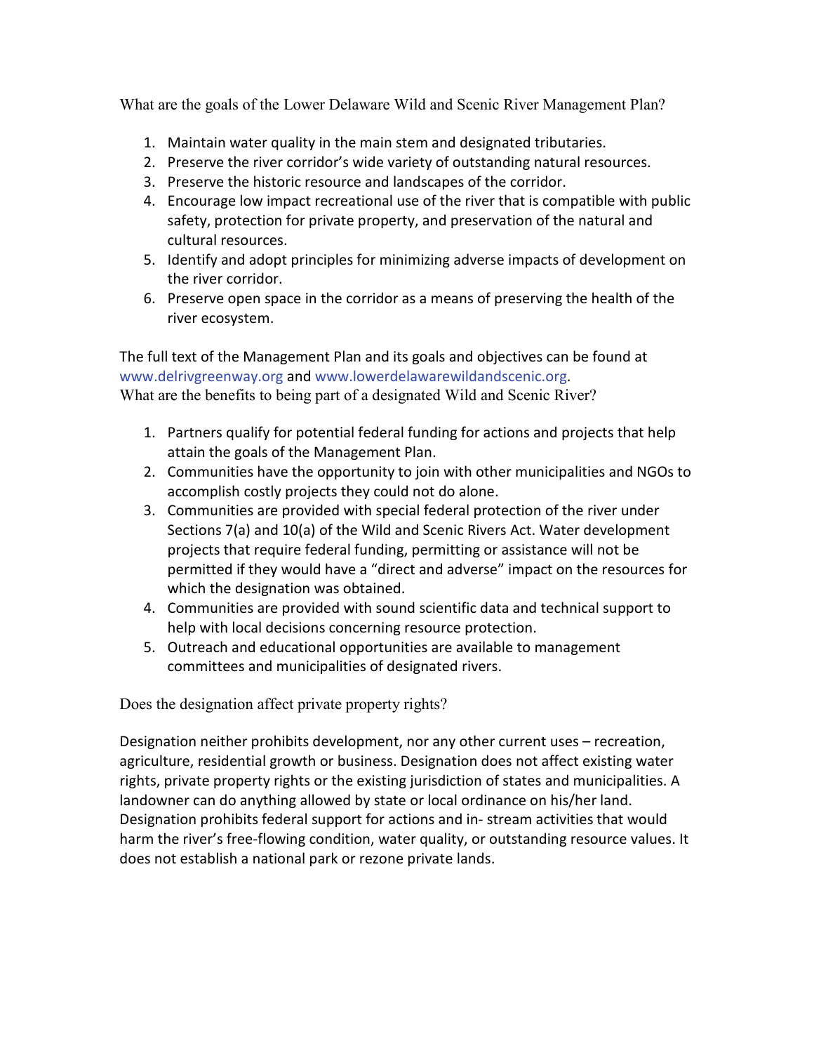## What are the goals of the Lower Delaware Wild and Scenic River Management Plan?

1. Maintain water quality in the main stem and designated tributaries.
2. Preserve the river corridor's wide variety of outstanding natural resources.
3. Preserve the historic resource and landscapes of the corridor.
4. Encourage low impact recreational use of the river that is compatible with public safety, protection for private property, and preservation of the natural and cultural resources.
5. Identify and adopt principles for minimizing adverse impacts of development on the river corridor.
6. Preserve open space in the corridor as a means of preserving the health of the river ecosystem.

The full text of the Management Plan and its goals and objectives can be found at www.delrivgreenway.org and www.lowerdelawarewildandscenic.org.

## What are the benefits to being part of a designated Wild and Scenic River?

1. Partners qualify for potential federal funding for actions and projects that help attain the goals of the Management Plan.
2. Communities have the opportunity to join with other municipalities and NGOs to accomplish costly projects they could not do alone.
3. Communities are provided with special federal protection of the river under Sections 7(a) and 10(a) of the Wild and Scenic Rivers Act. Water development projects that require federal funding, permitting or assistance will not be permitted if they would have a "direct and adverse" impact on the resources for which the designation was obtained.
4. Communities are provided with sound scientific data and technical support to help with local decisions concerning resource protection.
5. Outreach and educational opportunities are available to management committees and municipalities of designated rivers.

## Does the designation affect private property rights?

Designation neither prohibits development, nor any other current uses – recreation, agriculture, residential growth or business. Designation does not affect existing water rights, private property rights or the existing jurisdiction of states and municipalities. A landowner can do anything allowed by state or local ordinance on his/her land. Designation prohibits federal support for actions and in- stream activities that would harm the river's free-flowing condition, water quality, or outstanding resource values. It does not establish a national park or rezone private lands.